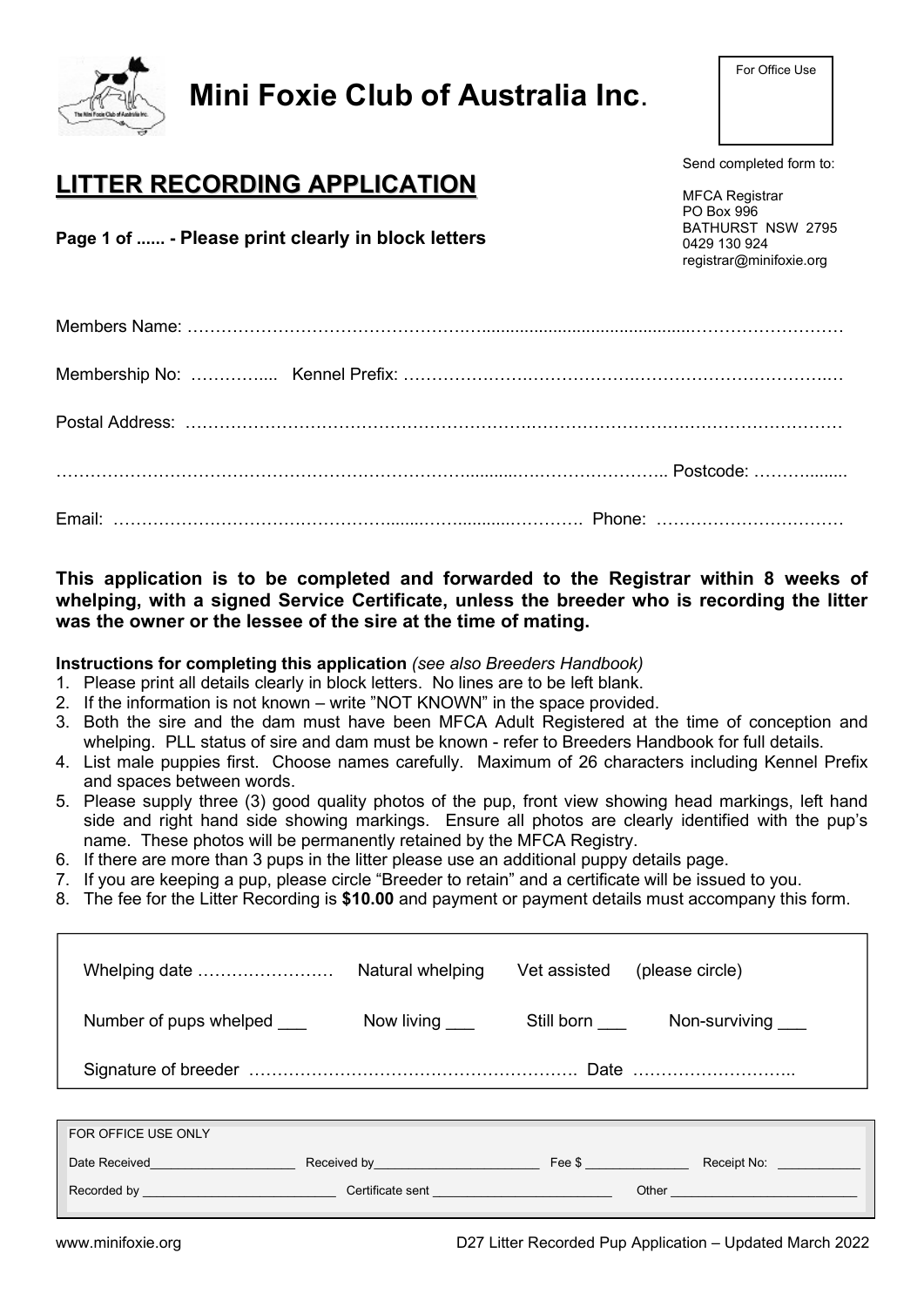# Mini Foxie Club of Australia Inc.

For Office Use

## LITTER RECORDING APPLICATION

**Page 1 of ...... - Please print clearly in block letters**

Send completed form to:

MFCA Registrar
PO Box 996
BATHURST NSW 2795
0429 130 924
registrar@minifoxie.org

Members Name: ……………………………………………………………………………………………………

Membership No: …………..... Kennel Prefix: ……………………………………………………………………

Postal Address: ……………………………………………………………………………………………………

…………………………………………………………………………………………………… Postcode: ………........

Email: …………………………………………………………………………. Phone: ……………………………

**This application is to be completed and forwarded to the Registrar within 8 weeks of whelping, with a signed Service Certificate, unless the breeder who is recording the litter was the owner or the lessee of the sire at the time of mating.**

**Instructions for completing this application** *(see also Breeders Handbook)*

1. Please print all details clearly in block letters. No lines are to be left blank.
2. If the information is not known – write "NOT KNOWN" in the space provided.
3. Both the sire and the dam must have been MFCA Adult Registered at the time of conception and whelping. PLL status of sire and dam must be known - refer to Breeders Handbook for full details.
4. List male puppies first. Choose names carefully. Maximum of 26 characters including Kennel Prefix and spaces between words.
5. Please supply three (3) good quality photos of the pup, front view showing head markings, left hand side and right hand side showing markings. Ensure all photos are clearly identified with the pup's name. These photos will be permanently retained by the MFCA Registry.
6. If there are more than 3 pups in the litter please use an additional puppy details page.
7. If you are keeping a pup, please circle "Breeder to retain" and a certificate will be issued to you.
8. The fee for the Litter Recording is **$10.00** and payment or payment details must accompany this form.

Whelping date …………………… Natural whelping Vet assisted (please circle)

Number of pups whelped ___ Now living ___ Still born ___ Non-surviving ___

Signature of breeder …………………………………………………. Date ………………………..

FOR OFFICE USE ONLY

Date Received____________________ Received by______________________ Fee $ ______________ Receipt No: ___________

Recorded by __________________________ Certificate sent ________________________ Other __________________________

www.minifoxie.org

D27 Litter Recorded Pup Application – Updated March 2022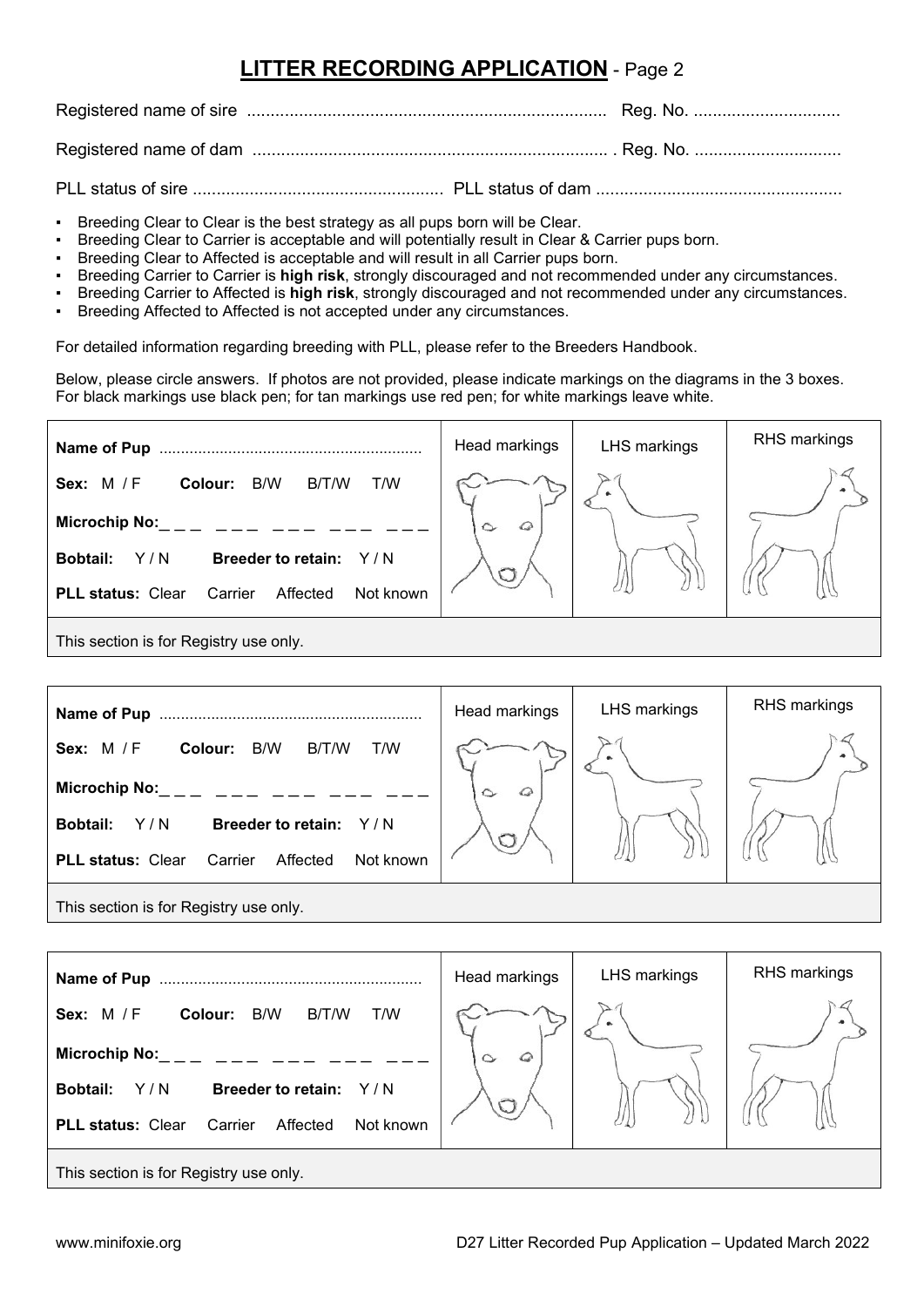# LITTER RECORDING APPLICATION - Page 2

Registered name of sire ............................................................................ Reg. No. ...............................

Registered name of dam ........................................................................... . Reg. No. ...............................

PLL status of sire ..................................................... PLL status of dam ....................................................

- Breeding Clear to Clear is the best strategy as all pups born will be Clear.
- Breeding Clear to Carrier is acceptable and will potentially result in Clear & Carrier pups born.
- Breeding Clear to Affected is acceptable and will result in all Carrier pups born.
- Breeding Carrier to Carrier is **high risk**, strongly discouraged and not recommended under any circumstances.
- Breeding Carrier to Affected is **high risk**, strongly discouraged and not recommended under any circumstances.
- Breeding Affected to Affected is not accepted under any circumstances.

For detailed information regarding breeding with PLL, please refer to the Breeders Handbook.

Below, please circle answers. If photos are not provided, please indicate markings on the diagrams in the 3 boxes. For black markings use black pen; for tan markings use red pen; for white markings leave white.

| **Name of Pup** ............................................................ | Head markings | LHS markings | RHS markings |
|---|---|---|---|
| **Sex:** M / F **Colour:** B/W B/T/W T/W | | | |
| **Microchip No:**_ _ _ _ _ _ _ _ _ _ _ _ _ _ _ | | | |
| **Bobtail:** Y / N **Breeder to retain:** Y / N | | | |
| **PLL status:** Clear Carrier Affected Not known | | | |
| This section is for Registry use only. | | | |

| **Name of Pup** ............................................................ | Head markings | LHS markings | RHS markings |
|---|---|---|---|
| **Sex:** M / F **Colour:** B/W B/T/W T/W | | | |
| **Microchip No:**_ _ _ _ _ _ _ _ _ _ _ _ _ _ _ | | | |
| **Bobtail:** Y / N **Breeder to retain:** Y / N | | | |
| **PLL status:** Clear Carrier Affected Not known | | | |
| This section is for Registry use only. | | | |

| **Name of Pup** ............................................................ | Head markings | LHS markings | RHS markings |
|---|---|---|---|
| **Sex:** M / F **Colour:** B/W B/T/W T/W | | | |
| **Microchip No:**_ _ _ _ _ _ _ _ _ _ _ _ _ _ _ | | | |
| **Bobtail:** Y / N **Breeder to retain:** Y / N | | | |
| **PLL status:** Clear Carrier Affected Not known | | | |
| This section is for Registry use only. | | | |

www.minifoxie.org D27 Litter Recorded Pup Application – Updated March 2022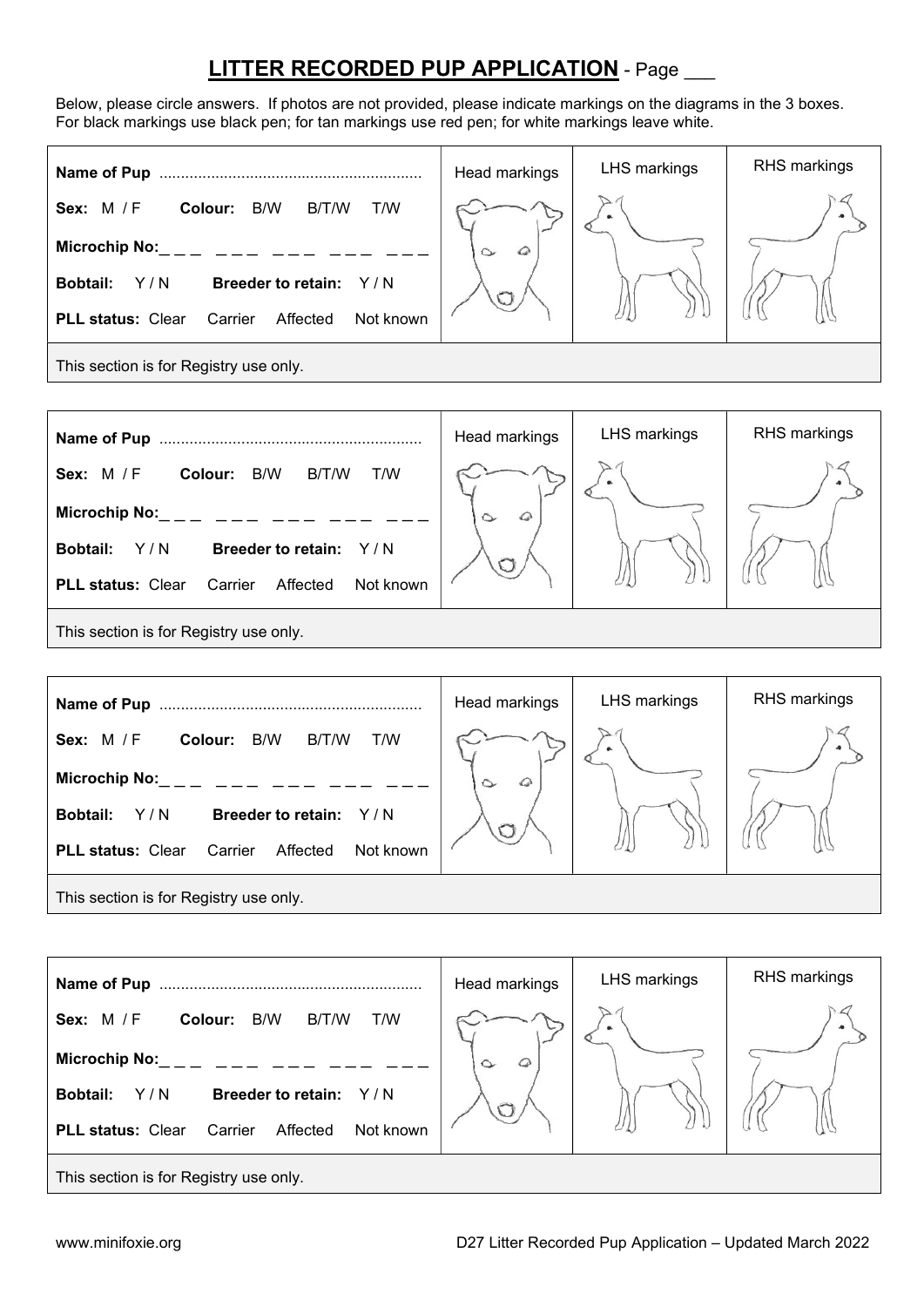# LITTER RECORDED PUP APPLICATION - Page ___

Below, please circle answers. If photos are not provided, please indicate markings on the diagrams in the 3 boxes. For black markings use black pen; for tan markings use red pen; for white markings leave white.

| | Head markings | LHS markings | RHS markings |
|---|---|---|---|
| **Name of Pup** ............................................................ <br> **Sex:** M / F **Colour:** B/W B/T/W T/W <br> **Microchip No:**_ _ _ _ _ _ _ _ _ _ _ _ _ _ _ <br> **Bobtail:** Y / N **Breeder to retain:** Y / N <br> **PLL status:** Clear Carrier Affected Not known | | | |
| This section is for Registry use only. | | | |

| | Head markings | LHS markings | RHS markings |
|---|---|---|---|
| **Name of Pup** ............................................................ <br> **Sex:** M / F **Colour:** B/W B/T/W T/W <br> **Microchip No:**_ _ _ _ _ _ _ _ _ _ _ _ _ _ _ <br> **Bobtail:** Y / N **Breeder to retain:** Y / N <br> **PLL status:** Clear Carrier Affected Not known | | | |
| This section is for Registry use only. | | | |

| | Head markings | LHS markings | RHS markings |
|---|---|---|---|
| **Name of Pup** ............................................................ <br> **Sex:** M / F **Colour:** B/W B/T/W T/W <br> **Microchip No:**_ _ _ _ _ _ _ _ _ _ _ _ _ _ _ <br> **Bobtail:** Y / N **Breeder to retain:** Y / N <br> **PLL status:** Clear Carrier Affected Not known | | | |
| This section is for Registry use only. | | | |

| | Head markings | LHS markings | RHS markings |
|---|---|---|---|
| **Name of Pup** ............................................................ <br> **Sex:** M / F **Colour:** B/W B/T/W T/W <br> **Microchip No:**_ _ _ _ _ _ _ _ _ _ _ _ _ _ _ <br> **Bobtail:** Y / N **Breeder to retain:** Y / N <br> **PLL status:** Clear Carrier Affected Not known | | | |
| This section is for Registry use only. | | | |

www.minifoxie.org

D27 Litter Recorded Pup Application – Updated March 2022